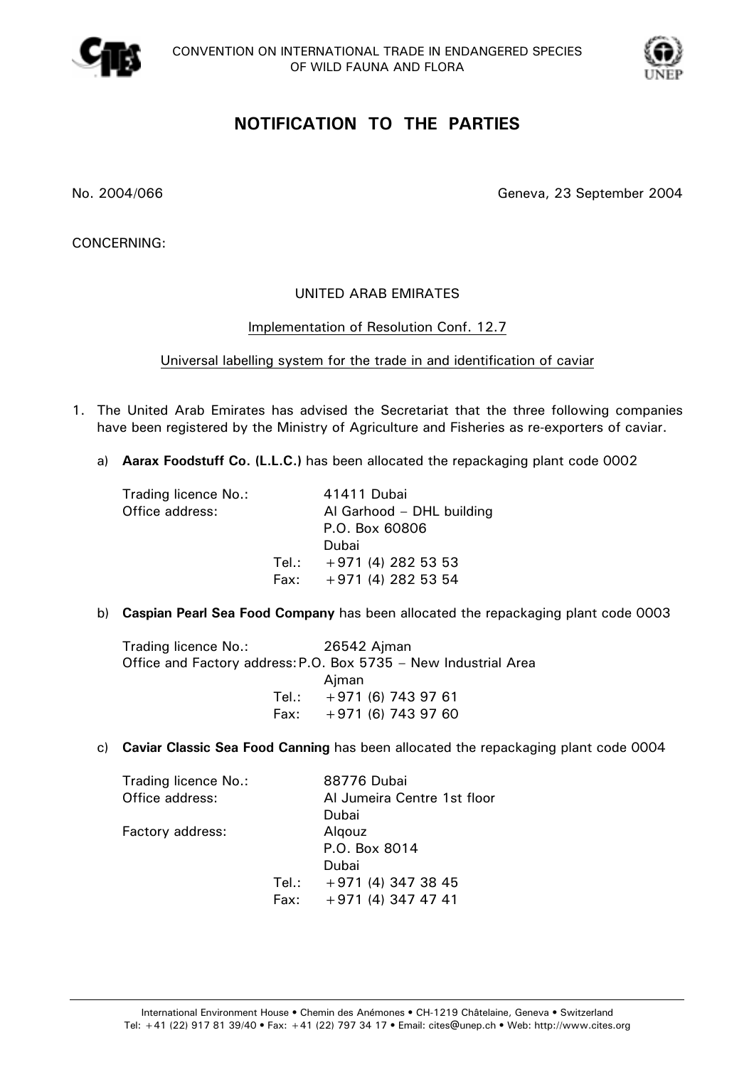CONVENTION ON INTERNATIONAL TRADE IN ENDANGERED SPECIES
OF WILD FAUNA AND FLORA

# NOTIFICATION TO THE PARTIES

No. 2004/066

Geneva, 23 September 2004

CONCERNING:

UNITED ARAB EMIRATES

Implementation of Resolution Conf. 12.7

Universal labelling system for the trade in and identification of caviar

1. The United Arab Emirates has advised the Secretariat that the three following companies have been registered by the Ministry of Agriculture and Fisheries as re-exporters of caviar.

   a) **Aarax Foodstuff Co. (L.L.C.)** has been allocated the repackaging plant code 0002

      Trading licence No.: 41411 Dubai
      Office address: Al Garhood – DHL building
      P.O. Box 60806
      Dubai
      Tel.: +971 (4) 282 53 53
      Fax: +971 (4) 282 53 54

   b) **Caspian Pearl Sea Food Company** has been allocated the repackaging plant code 0003

      Trading licence No.: 26542 Ajman
      Office and Factory address: P.O. Box 5735 – New Industrial Area
      Ajman
      Tel.: +971 (6) 743 97 61
      Fax: +971 (6) 743 97 60

   c) **Caviar Classic Sea Food Canning** has been allocated the repackaging plant code 0004

      Trading licence No.: 88776 Dubai
      Office address: Al Jumeira Centre 1st floor
      Dubai
      Factory address: Alqouz
      P.O. Box 8014
      Dubai
      Tel.: +971 (4) 347 38 45
      Fax: +971 (4) 347 47 41

International Environment House • Chemin des Anémones • CH-1219 Châtelaine, Geneva • Switzerland
Tel: +41 (22) 917 81 39/40 • Fax: +41 (22) 797 34 17 • Email: cites@unep.ch • Web: http://www.cites.org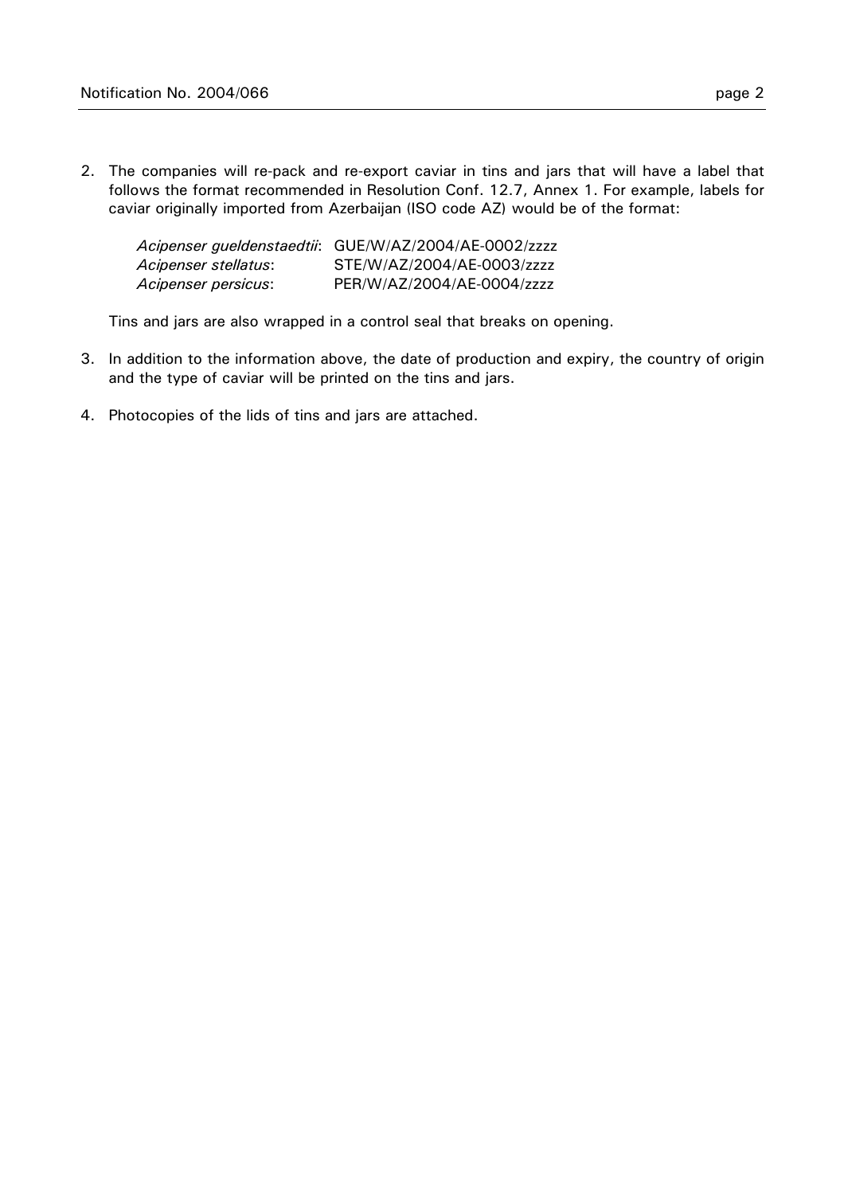2. The companies will re-pack and re-export caviar in tins and jars that will have a label that follows the format recommended in Resolution Conf. 12.7, Annex 1. For example, labels for caviar originally imported from Azerbaijan (ISO code AZ) would be of the format:

   *Acipenser gueldenstaedtii*: GUE/W/AZ/2004/AE-0002/zzzz
   *Acipenser stellatus*: STE/W/AZ/2004/AE-0003/zzzz
   *Acipenser persicus*: PER/W/AZ/2004/AE-0004/zzzz

   Tins and jars are also wrapped in a control seal that breaks on opening.

3. In addition to the information above, the date of production and expiry, the country of origin and the type of caviar will be printed on the tins and jars.

4. Photocopies of the lids of tins and jars are attached.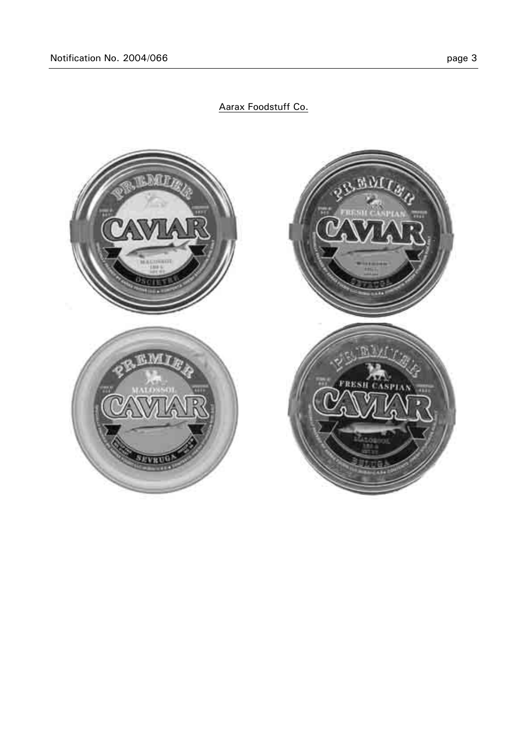Aarax Foodstuff Co.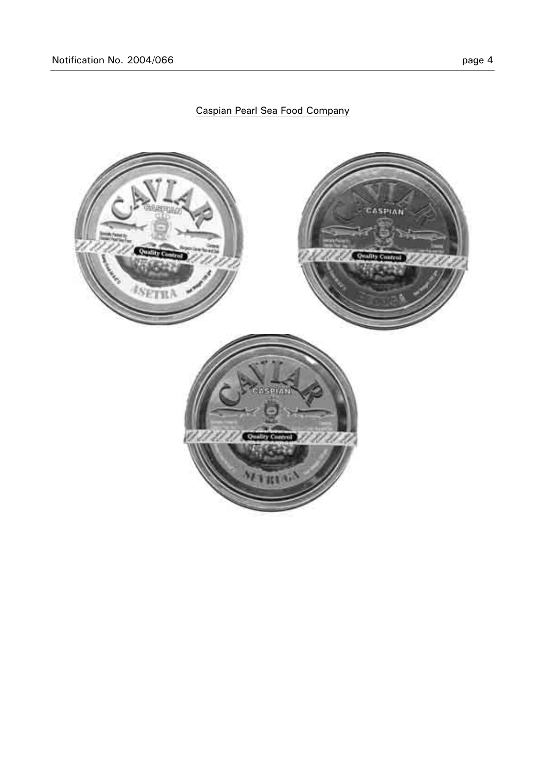Caspian Pearl Sea Food Company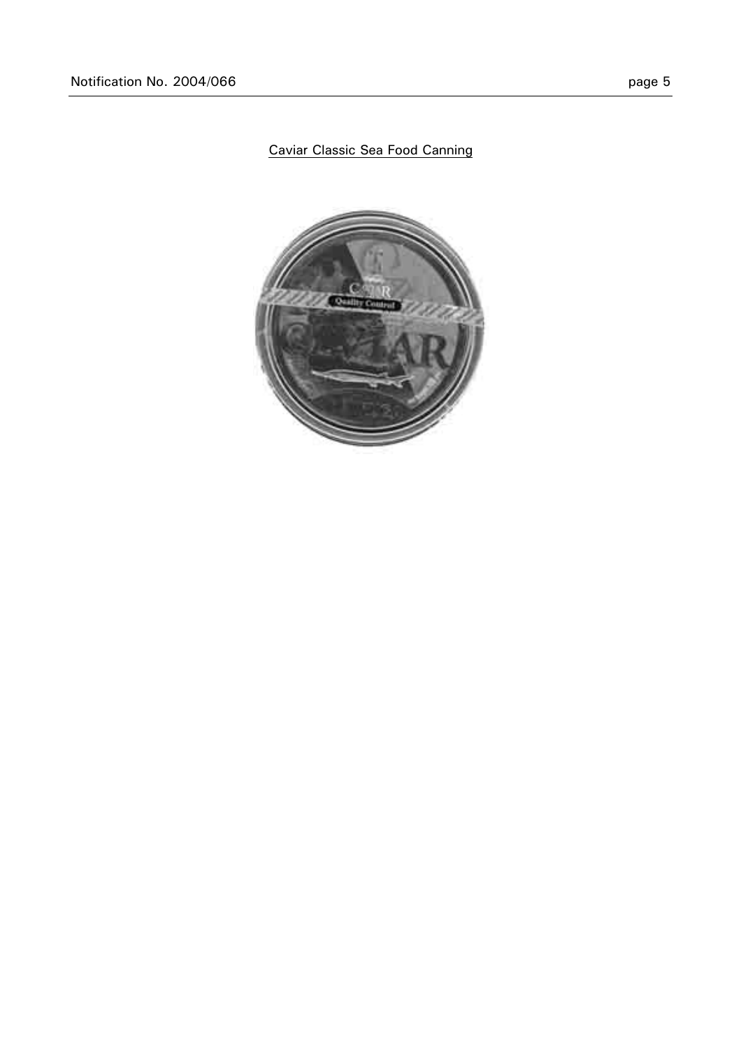Caviar Classic Sea Food Canning